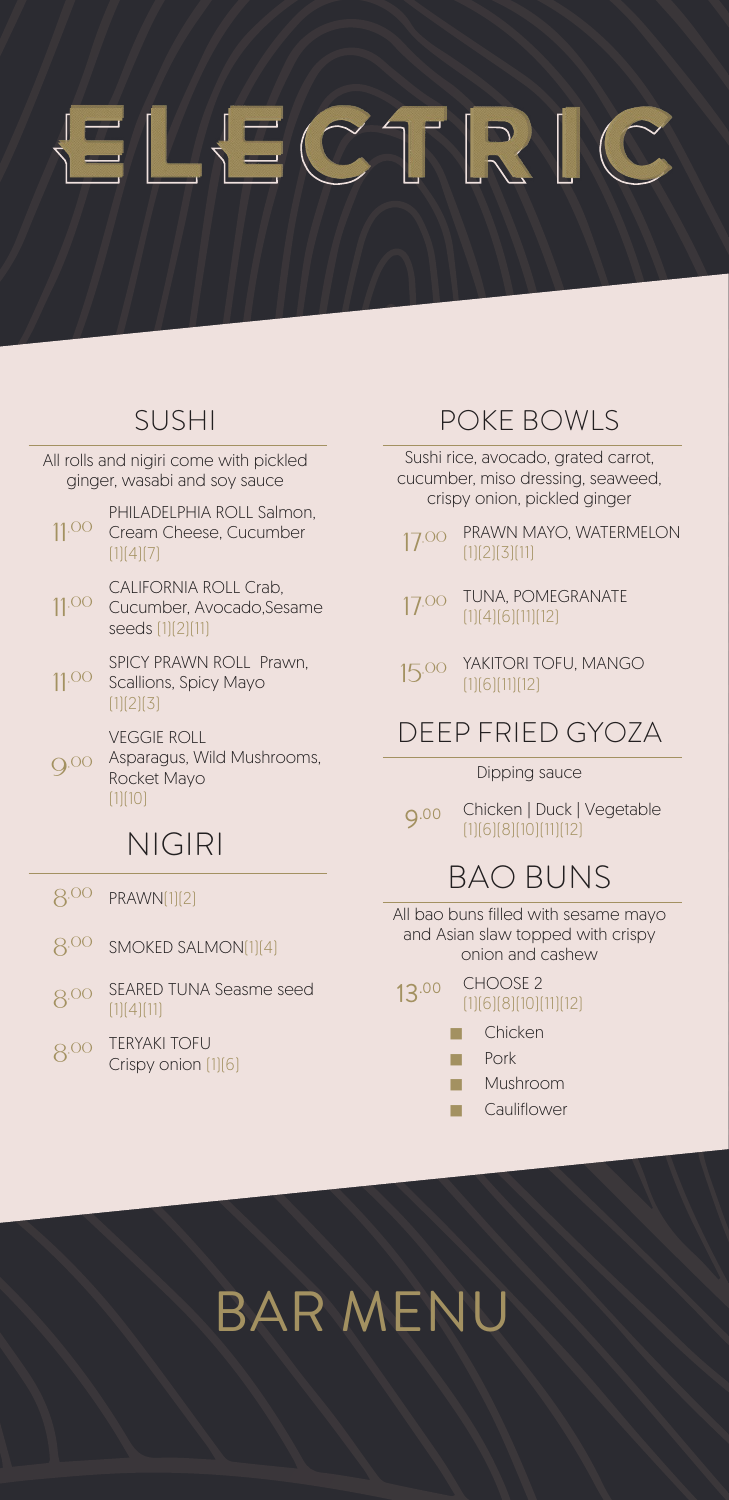# ELECTRIC

## SUSHI

All rolls and nigiri come with pickled ginger, wasabi and soy sauce

11.00 PHILADELPHIA ROLL Salmon, Cream Cheese, Cucumber (1)(4)(7)

11.00 CALIFORNIA ROLL Crab, Cucumber, Avocado,Sesame seeds (1)(2)(11)

11.00 SPICY PRAWN ROLL Prawn, Scallions, Spicy Mayo (1)(2)(3)

9.00 VEGGIE ROLL Asparagus, Wild Mushrooms, Rocket Mayo (1)(10)

## NIGIRI

8.00 PRAWN(1)(2)

8.00 SMOKED SALMON(1)(4)

8.00 SEARED TUNA Seasme seed (1)(4)(11)

8.00 TERYAKI TOFU Crispy onion (1)(6)

## POKE BOWLS

Sushi rice, avocado, grated carrot, cucumber, miso dressing, seaweed, crispy onion, pickled ginger

17.00 PRAWN MAYO, WATERMELON (1)(2)(3)(11)

17.00 TUNA, POMEGRANATE (1)(4)(6)(11)(12)

15.00 YAKITORI TOFU, MANGO (1)(6)(11)(12)

## DEEP FRIED GYOZA

Dipping sauce

9.00 Chicken | Duck | Vegetable (1)(6)(8)(10)(11)(12)

## BAO BUNS

All bao buns filled with sesame mayo and Asian slaw topped with crispy onion and cashew

13.00 CHOOSE 2 (1)(6)(8)(10)(11)(12)

- Chicken
- Pork
- Mushroom
- Cauliflower

# BAR MENU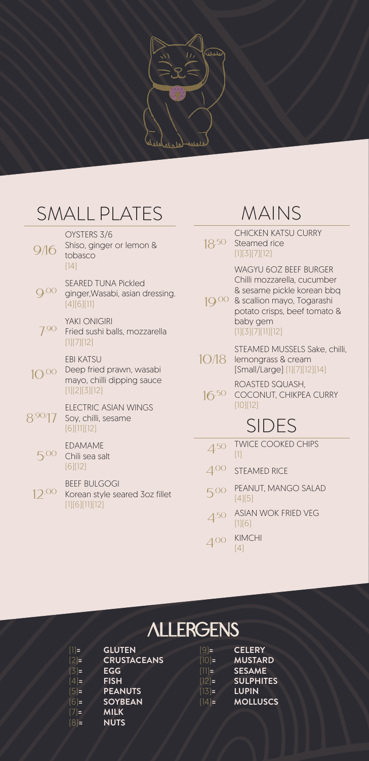## SMALL PLATES

**9/16** OYSTERS 3/6
Shiso, ginger or lemon & tobasco
[14]

**9.00** SEARED TUNA Pickled ginger,Wasabi, asian dressing.
[4][6][11]

**7.90** YAKI ONIGIRI
Fried sushi balls, mozzarella
[1][7][12]

**10.00** EBI KATSU
Deep fried prawn, wasabi mayo, chilli dipping sauce
[1][2][3][12]

**8.90/17** ELECTRIC ASIAN WINGS
Soy, chilli, sesame
[6][11][12]

**5.00** EDAMAME
Chili sea salt
[6][12]

**12.00** BEEF BULGOGI
Korean style seared 3oz fillet
[1][6][11][12]

## MAINS

**18.50** CHICKEN KATSU CURRY
Steamed rice
[1][3][7][12]

**19.00** WAGYU 6OZ BEEF BURGER
Chilli mozzarella, cucumber & sesame pickle korean bbq & scallion mayo, Togarashi potato crisps, beef tomato & baby gem
[1][3][7][11][12]

**10/18** STEAMED MUSSELS Sake, chilli, lemongrass & cream
[Small/Large] [1][7][12][14]

**16.50** ROASTED SQUASH, COCONUT, CHIKPEA CURRY
[10][12]

## SIDES

**4.50** TWICE COOKED CHIPS
[1]

**4.00** STEAMED RICE

**5.00** PEANUT, MANGO SALAD
[4][5]

**4.50** ASIAN WOK FRIED VEG
[1][6]

**4.00** KIMCHI
[4]

## ALLERGENS

[1]= **GLUTEN**
[2]= **CRUSTACEANS**
[3]= **EGG**
[4]= **FISH**
[5]= **PEANUTS**
[6]= **SOYBEAN**
[7]= **MILK**
[8]= **NUTS**
[9]= **CELERY**
[10]= **MUSTARD**
[11]= **SESAME**
[12]= **SULPHITES**
[13]= **LUPIN**
[14]= **MOLLUSCS**